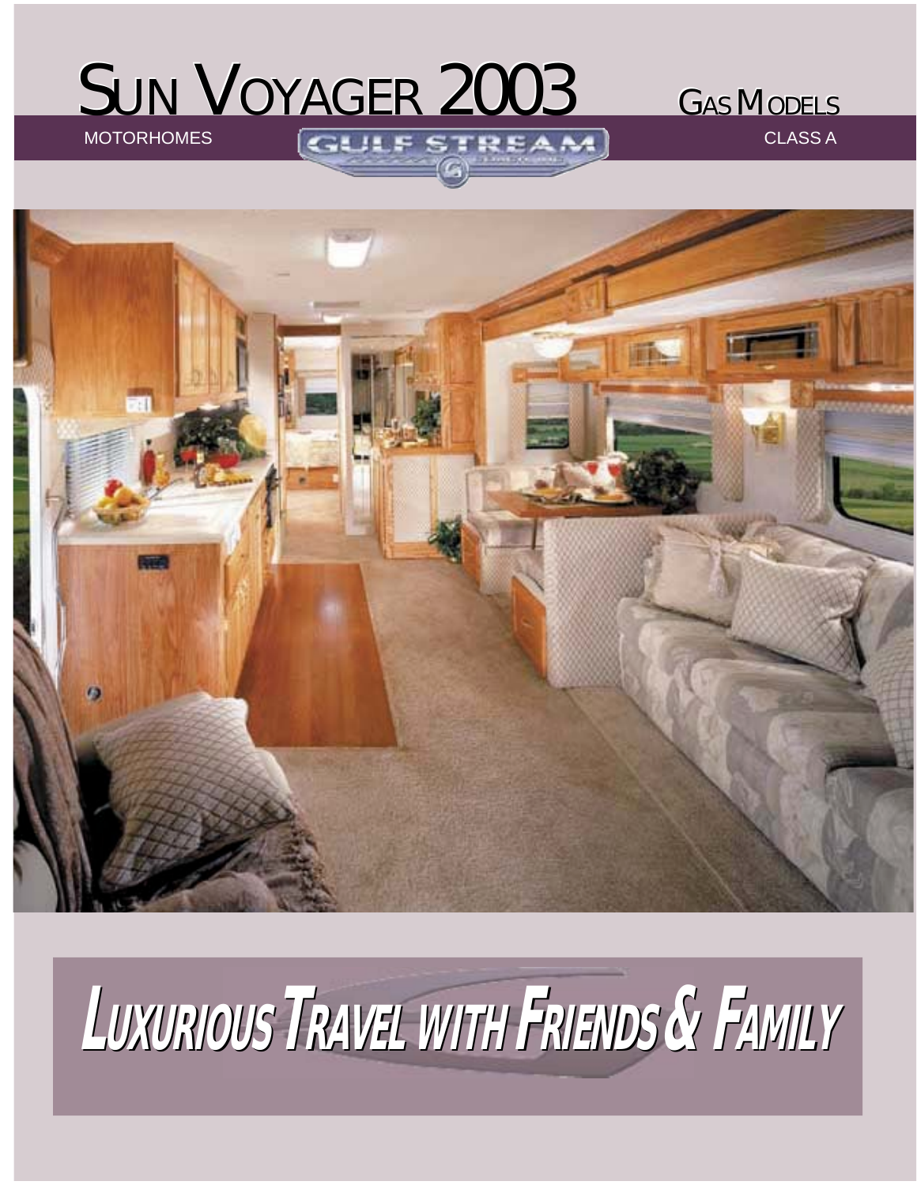# SUN VOYAGER 2003

GAS MODELS

MOTORHOMES

GULF STREAM

CLASS A

## LUXURIOUS TRAVEL WITH FRIENDS & FAMILY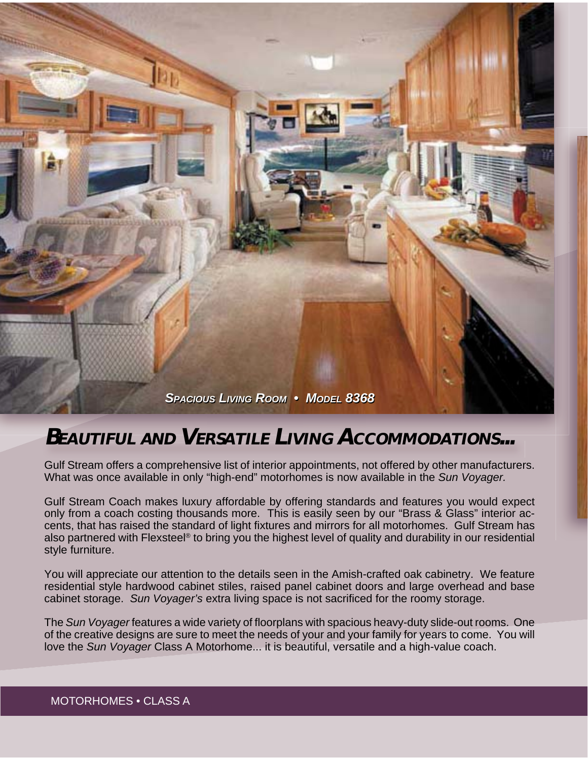*Spacious Living Room • Model 8368*

## *Beautiful and Versatile Living Accommodations...*

Gulf Stream offers a comprehensive list of interior appointments, not offered by other manufacturers. What was once available in only "high-end" motorhomes is now available in the *Sun Voyager.*

Gulf Stream Coach makes luxury affordable by offering standards and features you would expect only from a coach costing thousands more. This is easily seen by our "Brass & Glass" interior accents, that has raised the standard of light fixtures and mirrors for all motorhomes. Gulf Stream has also partnered with Flexsteel® to bring you the highest level of quality and durability in our residential style furniture.

You will appreciate our attention to the details seen in the Amish-crafted oak cabinetry. We feature residential style hardwood cabinet stiles, raised panel cabinet doors and large overhead and base cabinet storage. *Sun Voyager's* extra living space is not sacrificed for the roomy storage.

The *Sun Voyager* features a wide variety of floorplans with spacious heavy-duty slide-out rooms. One of the creative designs are sure to meet the needs of your and your family for years to come. You will love the *Sun Voyager* Class A Motorhome... it is beautiful, versatile and a high-value coach.

MOTORHOMES • CLASS A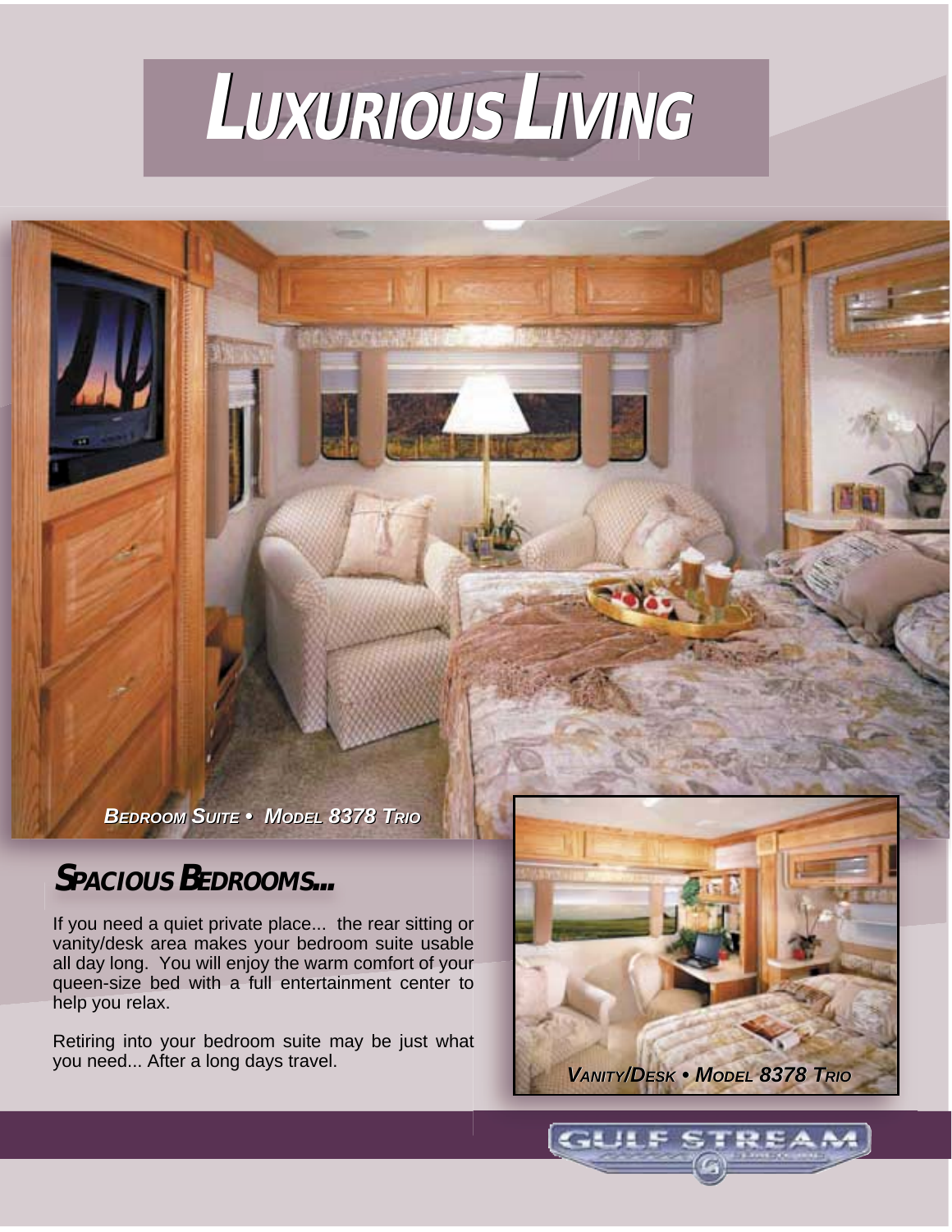# LUXURIOUS LIVING

BEDROOM SUITE • MODEL 8378 TRIO

## SPACIOUS BEDROOMS...

If you need a quiet private place... the rear sitting or vanity/desk area makes your bedroom suite usable all day long. You will enjoy the warm comfort of your queen-size bed with a full entertainment center to help you relax.

Retiring into your bedroom suite may be just what you need... After a long days travel.

VANITY/DESK • MODEL 8378 TRIO

GULF STREAM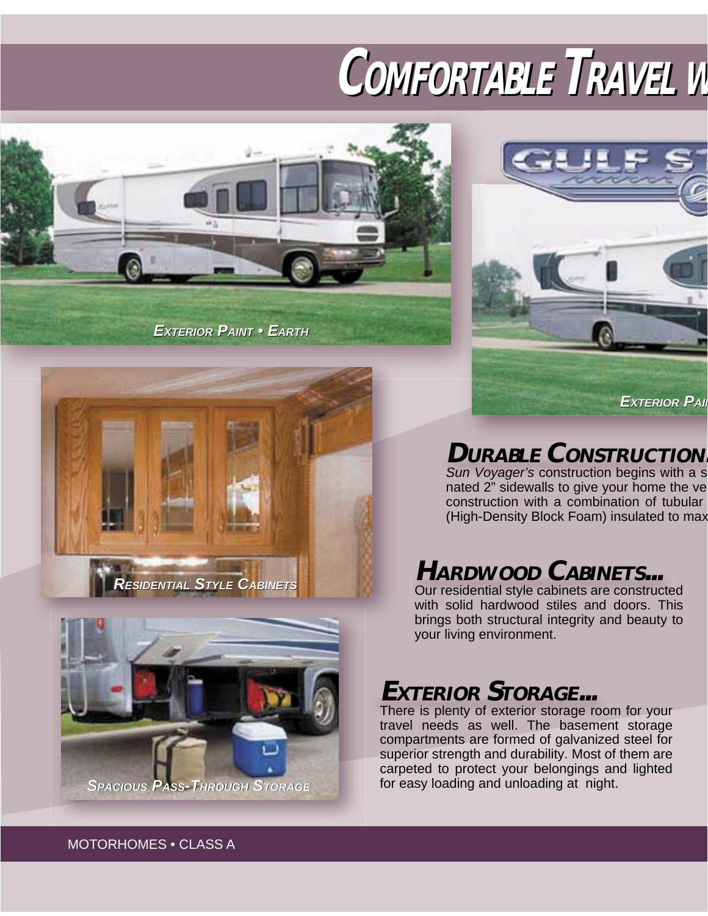# COMFORTABLE TRAVEL W

*EXTERIOR PAINT • EARTH*

*EXTERIOR PAI*

*RESIDENTIAL STYLE CABINETS*

*SPACIOUS PASS-THROUGH STORAGE*

## DURABLE CONSTRUCTION

*Sun Voyager's* construction begins with a s
nated 2" sidewalls to give your home the ve
construction with a combination of tubular
(High-Density Block Foam) insulated to max

## HARDWOOD CABINETS...

Our residential style cabinets are constructed with solid hardwood stiles and doors. This brings both structural integrity and beauty to your living environment.

## EXTERIOR STORAGE...

There is plenty of exterior storage room for your travel needs as well. The basement storage compartments are formed of galvanized steel for superior strength and durability. Most of them are carpeted to protect your belongings and lighted for easy loading and unloading at night.

MOTORHOMES • CLASS A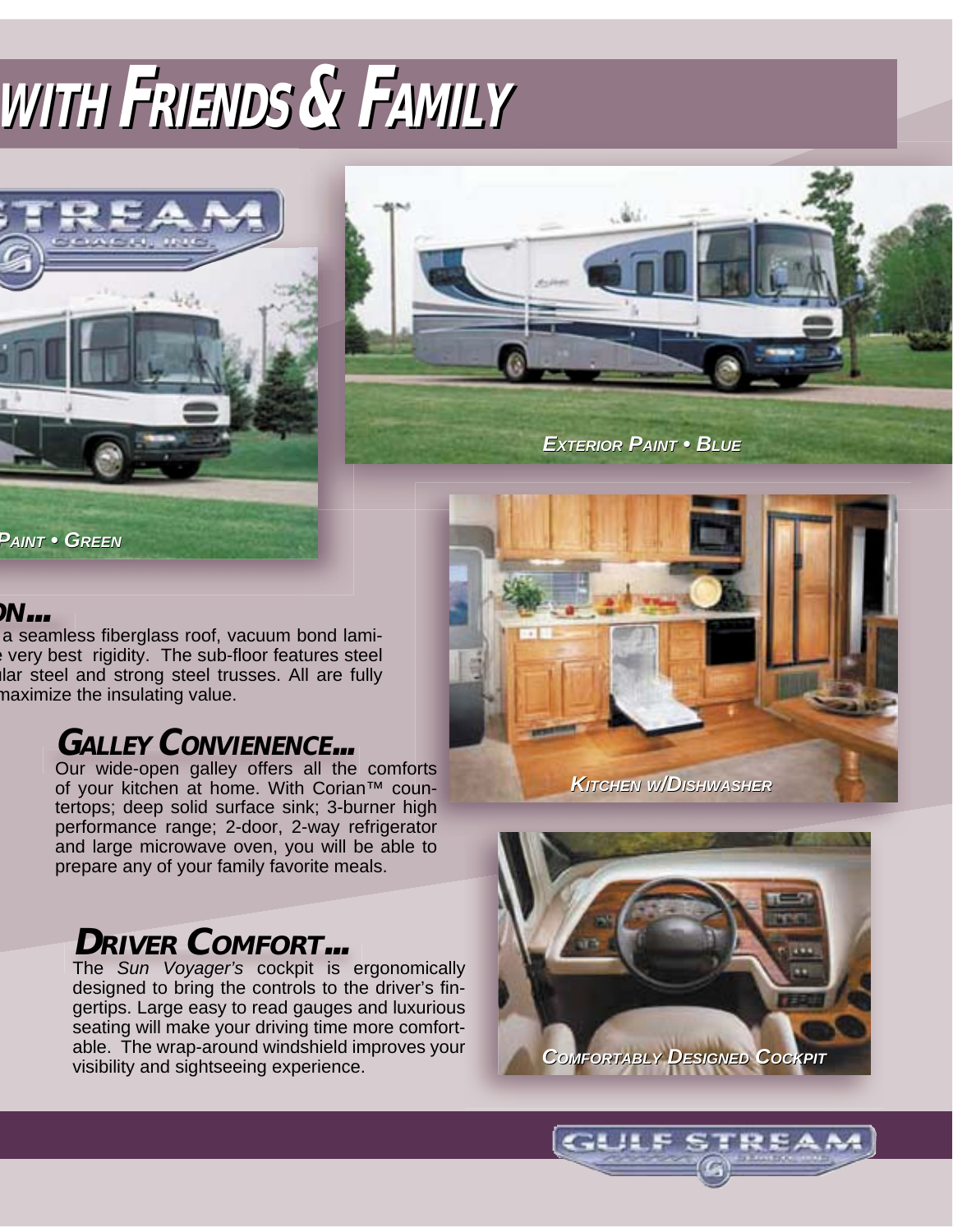# WITH FRIENDS & FAMILY

*PAINT • GREEN*

*EXTERIOR PAINT • BLUE*

## ON...

a seamless fiberglass roof, vacuum bond lami- very best rigidity. The sub-floor features steel lar steel and strong steel trusses. All are fully maximize the insulating value.

## GALLEY CONVIENENCE...

Our wide-open galley offers all the comforts of your kitchen at home. With Corian™ countertops; deep solid surface sink; 3-burner high performance range; 2-door, 2-way refrigerator and large microwave oven, you will be able to prepare any of your family favorite meals.

*KITCHEN W/DISHWASHER*

## DRIVER COMFORT...

The *Sun Voyager's* cockpit is ergonomically designed to bring the controls to the driver's fingertips. Large easy to read gauges and luxurious seating will make your driving time more comfortable. The wrap-around windshield improves your visibility and sightseeing experience.

*COMFORTABLY DESIGNED COCKPIT*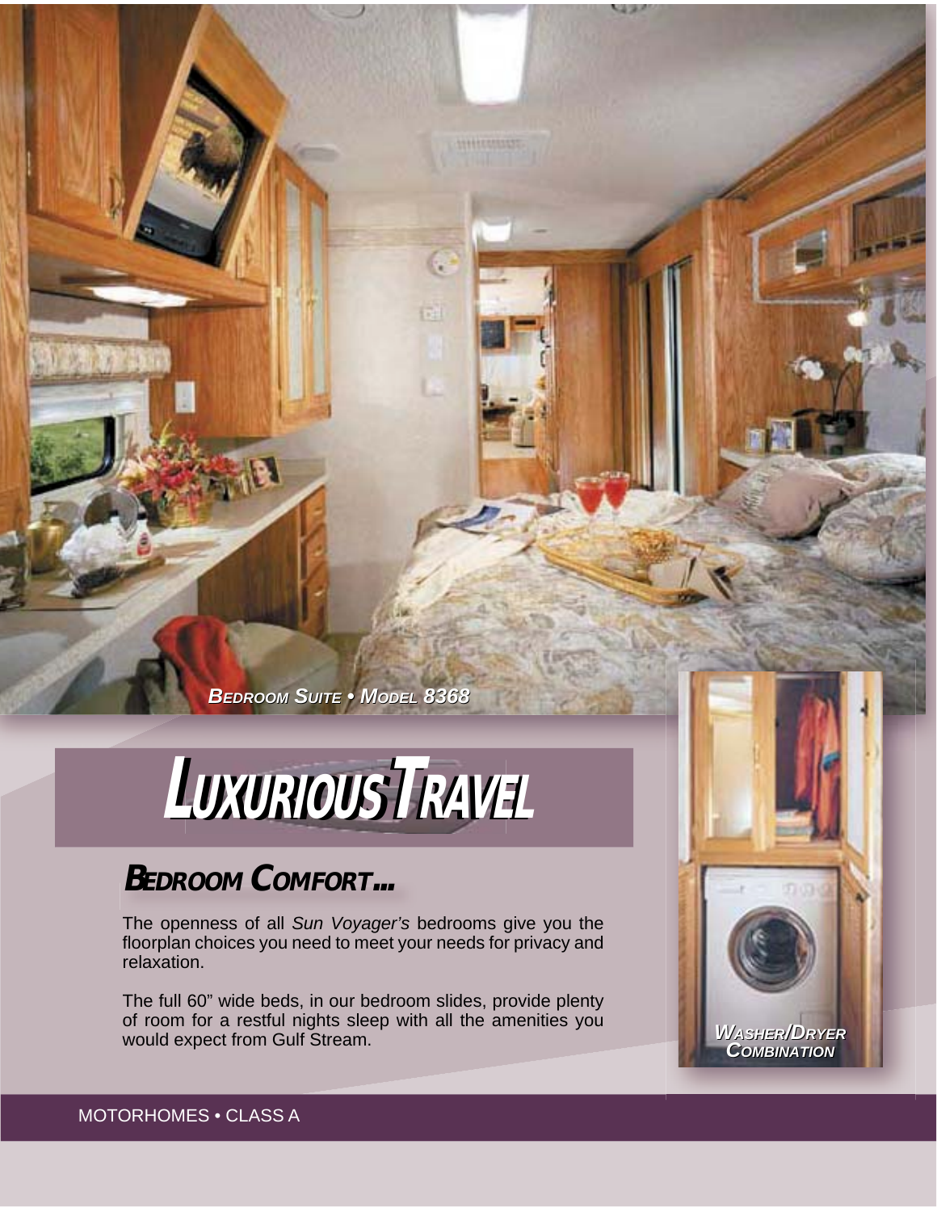*Bedroom Suite • Model 8368*

# Luxurious Travel

## Bedroom Comfort...

The openness of all *Sun Voyager's* bedrooms give you the floorplan choices you need to meet your needs for privacy and relaxation.

The full 60" wide beds, in our bedroom slides, provide plenty of room for a restful nights sleep with all the amenities you would expect from Gulf Stream.

*Washer/Dryer Combination*

MOTORHOMES • CLASS A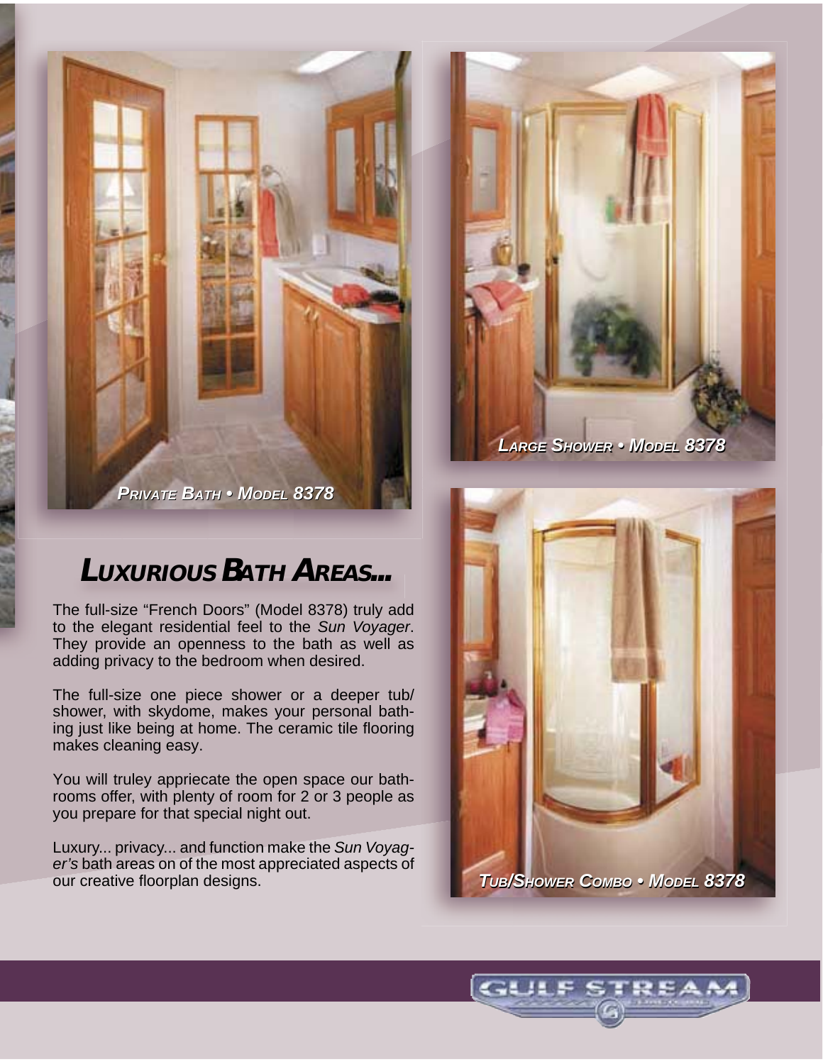PRIVATE BATH • MODEL 8378

LARGE SHOWER • MODEL 8378

TUB/SHOWER COMBO • MODEL 8378

## LUXURIOUS BATH AREAS...

The full-size "French Doors" (Model 8378) truly add to the elegant residential feel to the *Sun Voyager*. They provide an openness to the bath as well as adding privacy to the bedroom when desired.

The full-size one piece shower or a deeper tub/shower, with skydome, makes your personal bathing just like being at home. The ceramic tile flooring makes cleaning easy.

You will truley appriecate the open space our bathrooms offer, with plenty of room for 2 or 3 people as you prepare for that special night out.

Luxury... privacy... and function make the *Sun Voyager's* bath areas on of the most appreciated aspects of our creative floorplan designs.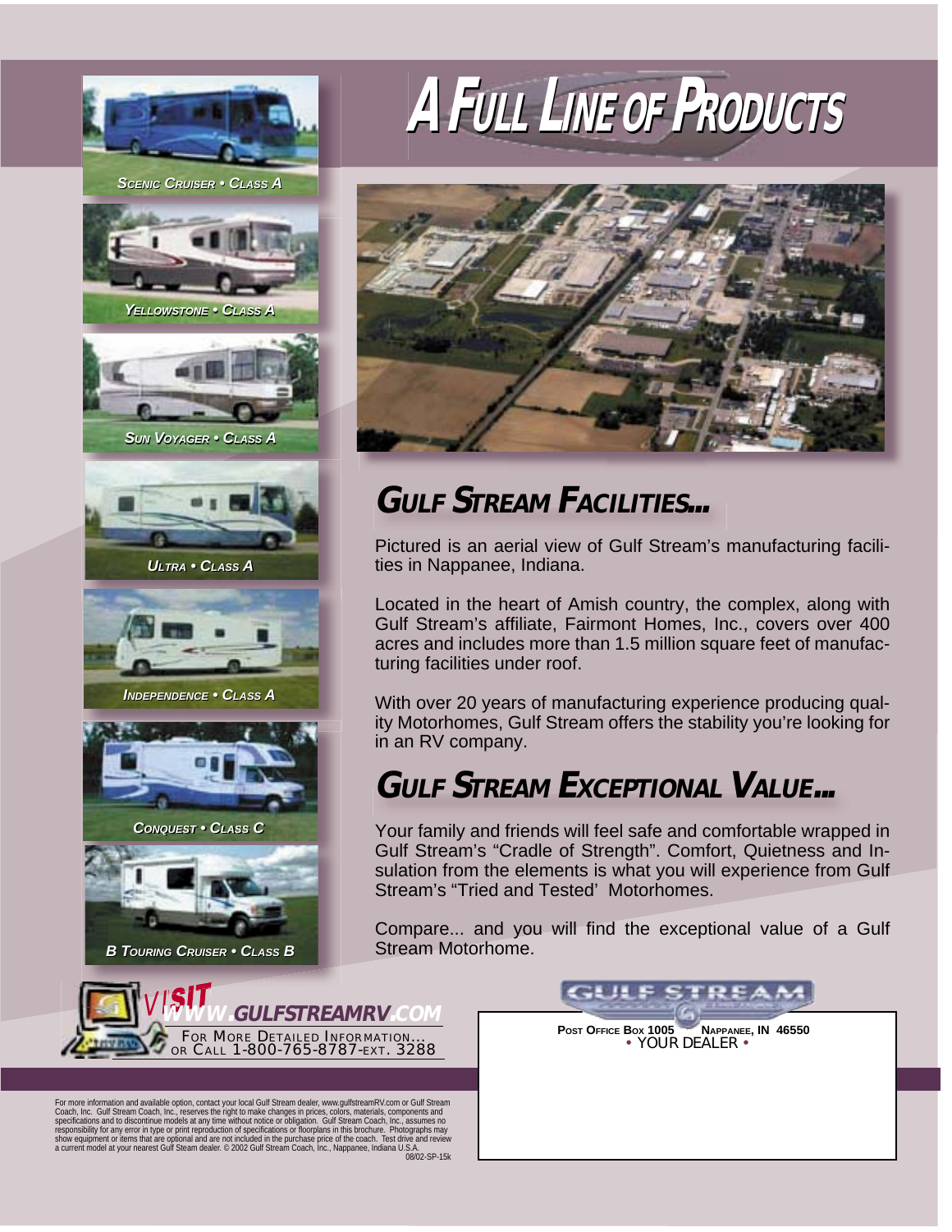# A Full Line of Products

Scenic Cruiser • Class A

Yellowstone • Class A

Sun Voyager • Class A

Ultra • Class A

Independence • Class A

Conquest • Class C

B Touring Cruiser • Class B

## Gulf Stream Facilities...

Pictured is an aerial view of Gulf Stream's manufacturing facilities in Nappanee, Indiana.

Located in the heart of Amish country, the complex, along with Gulf Stream's affiliate, Fairmont Homes, Inc., covers over 400 acres and includes more than 1.5 million square feet of manufacturing facilities under roof.

With over 20 years of manufacturing experience producing quality Motorhomes, Gulf Stream offers the stability you're looking for in an RV company.

## Gulf Stream Exceptional Value...

Your family and friends will feel safe and comfortable wrapped in Gulf Stream's "Cradle of Strength". Comfort, Quietness and Insulation from the elements is what you will experience from Gulf Stream's "Tried and Tested' Motorhomes.

Compare... and you will find the exceptional value of a Gulf Stream Motorhome.

VISIT WWW.GULFSTREAMRV.COM

For More Detailed Information...
or Call 1-800-765-8787-ext. 3288

GULF STREAM

Post Office Box 1005 • Nappanee, IN 46550

• YOUR DEALER •

For more information and available option, contact your local Gulf Stream dealer, www.gulfstreamRV.com or Gulf Stream Coach, Inc. Gulf Stream Coach, Inc., reserves the right to make changes in prices, colors, materials, components and specifications and to discontinue models at any time without notice or obligation. Gulf Stream Coach, Inc., assumes no responsibility for any error in type or print reproduction of specifications or floorplans in this brochure. Photographs may show equipment or items that are optional and are not included in the purchase price of the coach. Test drive and review a current model at your nearest Gulf Steam dealer. © 2002 Gulf Stream Coach, Inc., Nappanee, Indiana U.S.A.

08/02-SP-15k